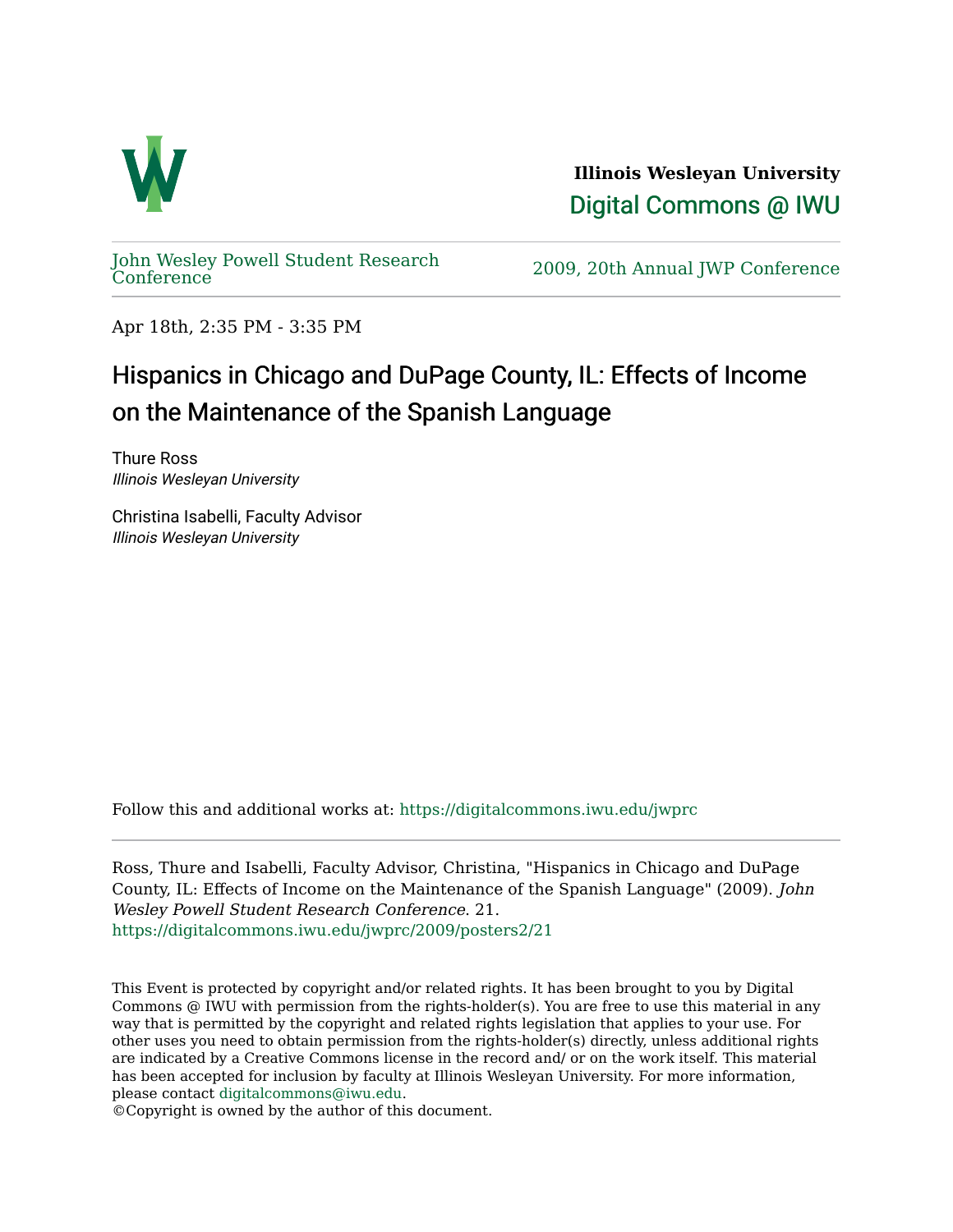Illinois Wesleyan University

Digital Commons @ IWU

John Wesley Powell Student Research Conference

2009, 20th Annual JWP Conference

Apr 18th, 2:35 PM - 3:35 PM

# Hispanics in Chicago and DuPage County, IL: Effects of Income on the Maintenance of the Spanish Language

Thure Ross
*Illinois Wesleyan University*

Christina Isabelli, Faculty Advisor
*Illinois Wesleyan University*

Follow this and additional works at: https://digitalcommons.iwu.edu/jwprc

Ross, Thure and Isabelli, Faculty Advisor, Christina, "Hispanics in Chicago and DuPage County, IL: Effects of Income on the Maintenance of the Spanish Language" (2009). *John Wesley Powell Student Research Conference*. 21.
https://digitalcommons.iwu.edu/jwprc/2009/posters2/21

This Event is protected by copyright and/or related rights. It has been brought to you by Digital Commons @ IWU with permission from the rights-holder(s). You are free to use this material in any way that is permitted by the copyright and related rights legislation that applies to your use. For other uses you need to obtain permission from the rights-holder(s) directly, unless additional rights are indicated by a Creative Commons license in the record and/ or on the work itself. This material has been accepted for inclusion by faculty at Illinois Wesleyan University. For more information, please contact digitalcommons@iwu.edu.

©Copyright is owned by the author of this document.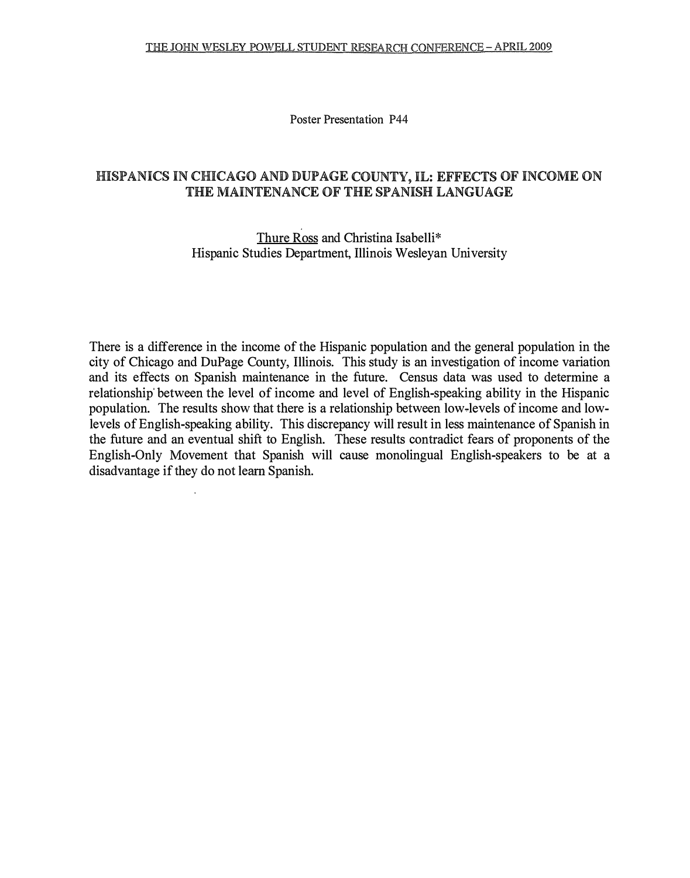Poster Presentation P44

## HISPANICS IN CHICAGO AND DUPAGE COUNTY, IL: EFFECTS OF INCOME ON THE MAINTENANCE OF THE SPANISH LANGUAGE

Thure Ross and Christina Isabelli*
Hispanic Studies Department, Illinois Wesleyan University

There is a difference in the income of the Hispanic population and the general population in the city of Chicago and DuPage County, Illinois. This study is an investigation of income variation and its effects on Spanish maintenance in the future. Census data was used to determine a relationship between the level of income and level of English-speaking ability in the Hispanic population. The results show that there is a relationship between low-levels of income and low-levels of English-speaking ability. This discrepancy will result in less maintenance of Spanish in the future and an eventual shift to English. These results contradict fears of proponents of the English-Only Movement that Spanish will cause monolingual English-speakers to be at a disadvantage if they do not learn Spanish.